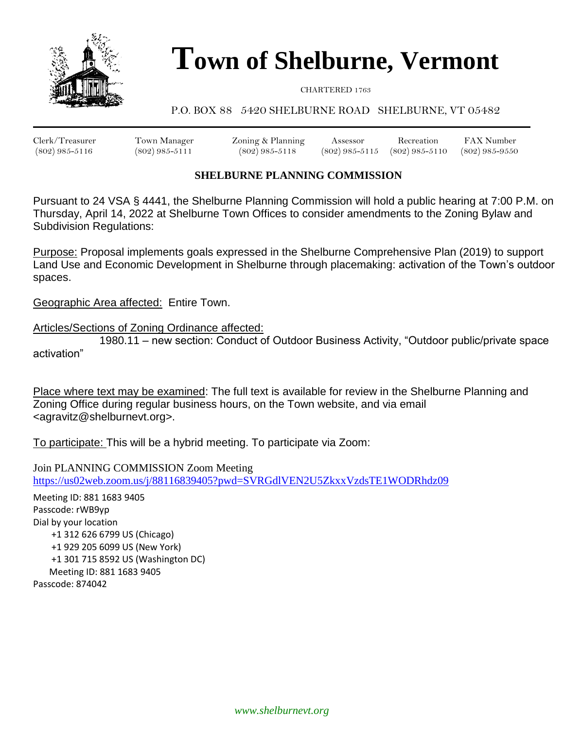# Town of Shelburne, Vermont

CHARTERED 1763

P.O. BOX 88 5420 SHELBURNE ROAD SHELBURNE, VT 05482

| Clerk/Treasurer | Town Manager | Zoning & Planning | Assessor | Recreation | FAX Number |
|---|---|---|---|---|---|
| (802) 985-5116 | (802) 985-5111 | (802) 985-5118 | (802) 985-5115 | (802) 985-5110 | (802) 985-9550 |

## SHELBURNE PLANNING COMMISSION

Pursuant to 24 VSA § 4441, the Shelburne Planning Commission will hold a public hearing at 7:00 P.M. on Thursday, April 14, 2022 at Shelburne Town Offices to consider amendments to the Zoning Bylaw and Subdivision Regulations:

Purpose: Proposal implements goals expressed in the Shelburne Comprehensive Plan (2019) to support Land Use and Economic Development in Shelburne through placemaking: activation of the Town's outdoor spaces.

Geographic Area affected: Entire Town.

Articles/Sections of Zoning Ordinance affected:

1980.11 – new section: Conduct of Outdoor Business Activity, "Outdoor public/private space activation"

Place where text may be examined: The full text is available for review in the Shelburne Planning and Zoning Office during regular business hours, on the Town website, and via email <agravitz@shelburnevt.org>.

To participate: This will be a hybrid meeting. To participate via Zoom:

Join PLANNING COMMISSION Zoom Meeting
https://us02web.zoom.us/j/88116839405?pwd=SVRGdlVEN2U5ZkxxVzdsTE1WODRhdz09

Meeting ID: 881 1683 9405
Passcode: rWB9yp
Dial by your location
+1 312 626 6799 US (Chicago)
+1 929 205 6099 US (New York)
+1 301 715 8592 US (Washington DC)
Meeting ID: 881 1683 9405
Passcode: 874042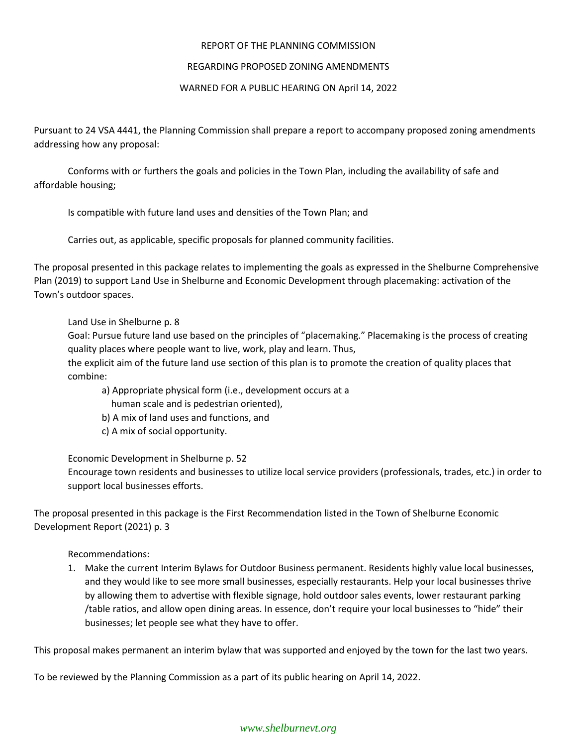REPORT OF THE PLANNING COMMISSION

REGARDING PROPOSED ZONING AMENDMENTS

WARNED FOR A PUBLIC HEARING ON April 14, 2022

Pursuant to 24 VSA 4441, the Planning Commission shall prepare a report to accompany proposed zoning amendments addressing how any proposal:

Conforms with or furthers the goals and policies in the Town Plan, including the availability of safe and affordable housing;

Is compatible with future land uses and densities of the Town Plan; and

Carries out, as applicable, specific proposals for planned community facilities.

The proposal presented in this package relates to implementing the goals as expressed in the Shelburne Comprehensive Plan (2019) to support Land Use in Shelburne and Economic Development through placemaking: activation of the Town's outdoor spaces.

> Land Use in Shelburne p. 8
> Goal: Pursue future land use based on the principles of "placemaking." Placemaking is the process of creating quality places where people want to live, work, play and learn. Thus,
> the explicit aim of the future land use section of this plan is to promote the creation of quality places that combine:
>
> a) Appropriate physical form (i.e., development occurs at a human scale and is pedestrian oriented),
> b) A mix of land uses and functions, and
> c) A mix of social opportunity.
>
> Economic Development in Shelburne p. 52
> Encourage town residents and businesses to utilize local service providers (professionals, trades, etc.) in order to support local businesses efforts.

The proposal presented in this package is the First Recommendation listed in the Town of Shelburne Economic Development Report (2021) p. 3

> Recommendations:
>
> 1. Make the current Interim Bylaws for Outdoor Business permanent. Residents highly value local businesses, and they would like to see more small businesses, especially restaurants. Help your local businesses thrive by allowing them to advertise with flexible signage, hold outdoor sales events, lower restaurant parking /table ratios, and allow open dining areas. In essence, don't require your local businesses to "hide" their businesses; let people see what they have to offer.

This proposal makes permanent an interim bylaw that was supported and enjoyed by the town for the last two years.

To be reviewed by the Planning Commission as a part of its public hearing on April 14, 2022.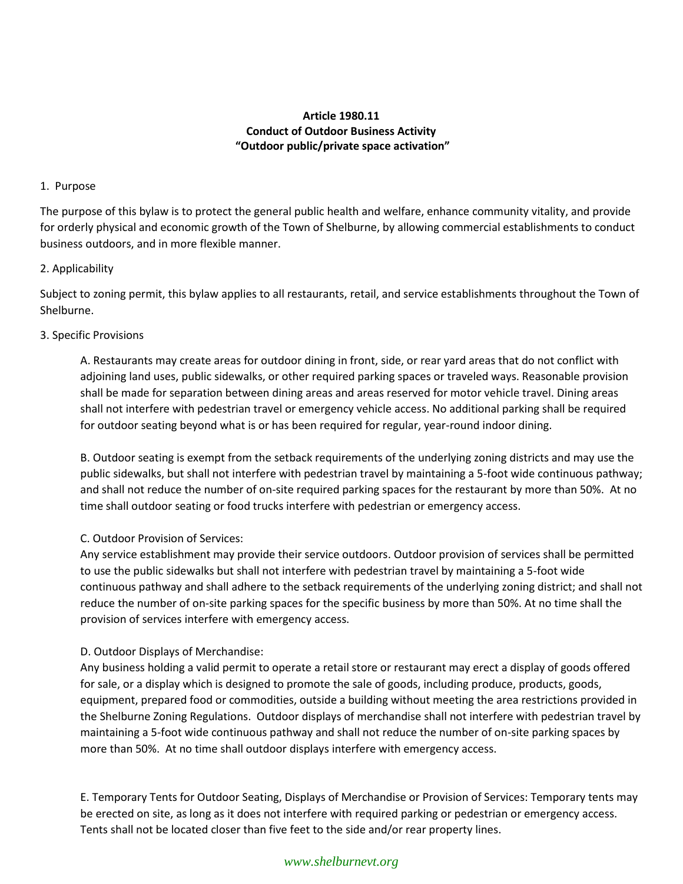**Article 1980.11**
**Conduct of Outdoor Business Activity**
**"Outdoor public/private space activation"**

1. Purpose

The purpose of this bylaw is to protect the general public health and welfare, enhance community vitality, and provide for orderly physical and economic growth of the Town of Shelburne, by allowing commercial establishments to conduct business outdoors, and in more flexible manner.

2. Applicability

Subject to zoning permit, this bylaw applies to all restaurants, retail, and service establishments throughout the Town of Shelburne.

3. Specific Provisions

A. Restaurants may create areas for outdoor dining in front, side, or rear yard areas that do not conflict with adjoining land uses, public sidewalks, or other required parking spaces or traveled ways. Reasonable provision shall be made for separation between dining areas and areas reserved for motor vehicle travel. Dining areas shall not interfere with pedestrian travel or emergency vehicle access. No additional parking shall be required for outdoor seating beyond what is or has been required for regular, year-round indoor dining.

B. Outdoor seating is exempt from the setback requirements of the underlying zoning districts and may use the public sidewalks, but shall not interfere with pedestrian travel by maintaining a 5-foot wide continuous pathway; and shall not reduce the number of on-site required parking spaces for the restaurant by more than 50%. At no time shall outdoor seating or food trucks interfere with pedestrian or emergency access.

C. Outdoor Provision of Services:
Any service establishment may provide their service outdoors. Outdoor provision of services shall be permitted to use the public sidewalks but shall not interfere with pedestrian travel by maintaining a 5-foot wide continuous pathway and shall adhere to the setback requirements of the underlying zoning district; and shall not reduce the number of on-site parking spaces for the specific business by more than 50%. At no time shall the provision of services interfere with emergency access.

D. Outdoor Displays of Merchandise:
Any business holding a valid permit to operate a retail store or restaurant may erect a display of goods offered for sale, or a display which is designed to promote the sale of goods, including produce, products, goods, equipment, prepared food or commodities, outside a building without meeting the area restrictions provided in the Shelburne Zoning Regulations. Outdoor displays of merchandise shall not interfere with pedestrian travel by maintaining a 5-foot wide continuous pathway and shall not reduce the number of on-site parking spaces by more than 50%. At no time shall outdoor displays interfere with emergency access.

E. Temporary Tents for Outdoor Seating, Displays of Merchandise or Provision of Services: Temporary tents may be erected on site, as long as it does not interfere with required parking or pedestrian or emergency access. Tents shall not be located closer than five feet to the side and/or rear property lines.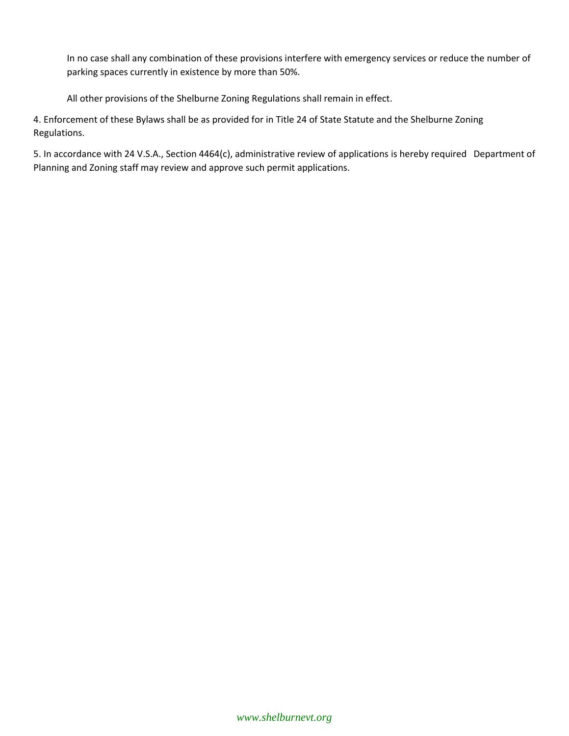In no case shall any combination of these provisions interfere with emergency services or reduce the number of parking spaces currently in existence by more than 50%.

All other provisions of the Shelburne Zoning Regulations shall remain in effect.

4. Enforcement of these Bylaws shall be as provided for in Title 24 of State Statute and the Shelburne Zoning Regulations.

5. In accordance with 24 V.S.A., Section 4464(c), administrative review of applications is hereby required Department of Planning and Zoning staff may review and approve such permit applications.